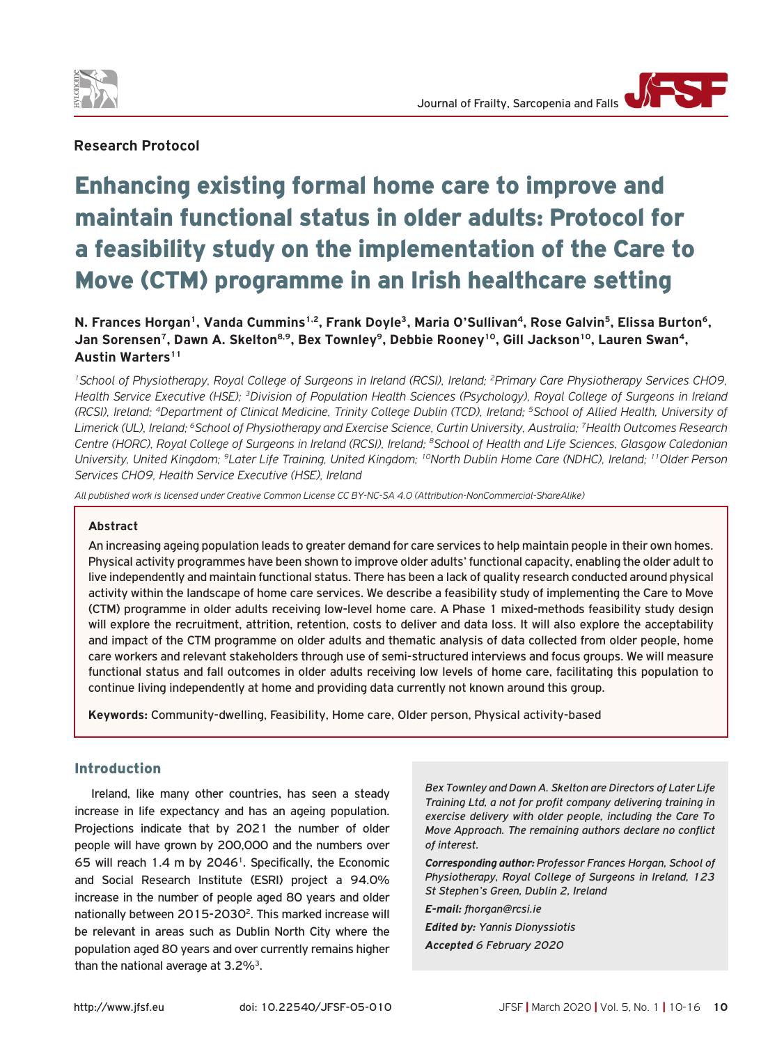**Research Protocol**

# Enhancing existing formal home care to improve and maintain functional status in older adults: Protocol for a feasibility study on the implementation of the Care to Move (CTM) programme in an Irish healthcare setting

**N. Frances Horgan[1], Vanda Cummins[1,2], Frank Doyle[3], Maria O'Sullivan[4], Rose Galvin[5], Elissa Burton[6], Jan Sorensen[7], Dawn A. Skelton[8,9], Bex Townley[9], Debbie Rooney[10], Gill Jackson[10], Lauren Swan[4], Austin Warters[11]**

*[1]School of Physiotherapy, Royal College of Surgeons in Ireland (RCSI), Ireland; [2]Primary Care Physiotherapy Services CHO9, Health Service Executive (HSE); [3]Division of Population Health Sciences (Psychology), Royal College of Surgeons in Ireland (RCSI), Ireland; [4]Department of Clinical Medicine, Trinity College Dublin (TCD), Ireland; [5]School of Allied Health, University of Limerick (UL), Ireland; [6]School of Physiotherapy and Exercise Science, Curtin University, Australia; [7]Health Outcomes Research Centre (HORC), Royal College of Surgeons in Ireland (RCSI), Ireland; [8]School of Health and Life Sciences, Glasgow Caledonian University, United Kingdom; [9]Later Life Training, United Kingdom; [10]North Dublin Home Care (NDHC), Ireland; [11]Older Person Services CHO9, Health Service Executive (HSE), Ireland*

*All published work is licensed under Creative Common License CC BY-NC-SA 4.0 (Attribution-NonCommercial-ShareAlike)*

### Abstract

An increasing ageing population leads to greater demand for care services to help maintain people in their own homes. Physical activity programmes have been shown to improve older adults' functional capacity, enabling the older adult to live independently and maintain functional status. There has been a lack of quality research conducted around physical activity within the landscape of home care services. We describe a feasibility study of implementing the Care to Move (CTM) programme in older adults receiving low-level home care. A Phase 1 mixed-methods feasibility study design will explore the recruitment, attrition, retention, costs to deliver and data loss. It will also explore the acceptability and impact of the CTM programme on older adults and thematic analysis of data collected from older people, home care workers and relevant stakeholders through use of semi-structured interviews and focus groups. We will measure functional status and fall outcomes in older adults receiving low levels of home care, facilitating this population to continue living independently at home and providing data currently not known around this group.

**Keywords:** Community-dwelling, Feasibility, Home care, Older person, Physical activity-based

## Introduction

Ireland, like many other countries, has seen a steady increase in life expectancy and has an ageing population. Projections indicate that by 2021 the number of older people will have grown by 200,000 and the numbers over 65 will reach 1.4 m by 2046[1]. Specifically, the Economic and Social Research Institute (ESRI) project a 94.0% increase in the number of people aged 80 years and older nationally between 2015-2030[2]. This marked increase will be relevant in areas such as Dublin North City where the population aged 80 years and over currently remains higher than the national average at 3.2%[3].

*Bex Townley and Dawn A. Skelton are Directors of Later Life Training Ltd, a not for profit company delivering training in exercise delivery with older people, including the Care To Move Approach. The remaining authors declare no conflict of interest.*

***Corresponding author:*** *Professor Frances Horgan, School of Physiotherapy, Royal College of Surgeons in Ireland, 123 St Stephen's Green, Dublin 2, Ireland*

***E-mail:*** *fhorgan@rcsi.ie*

***Edited by:*** *Yannis Dionyssiotis*

***Accepted*** *6 February 2020*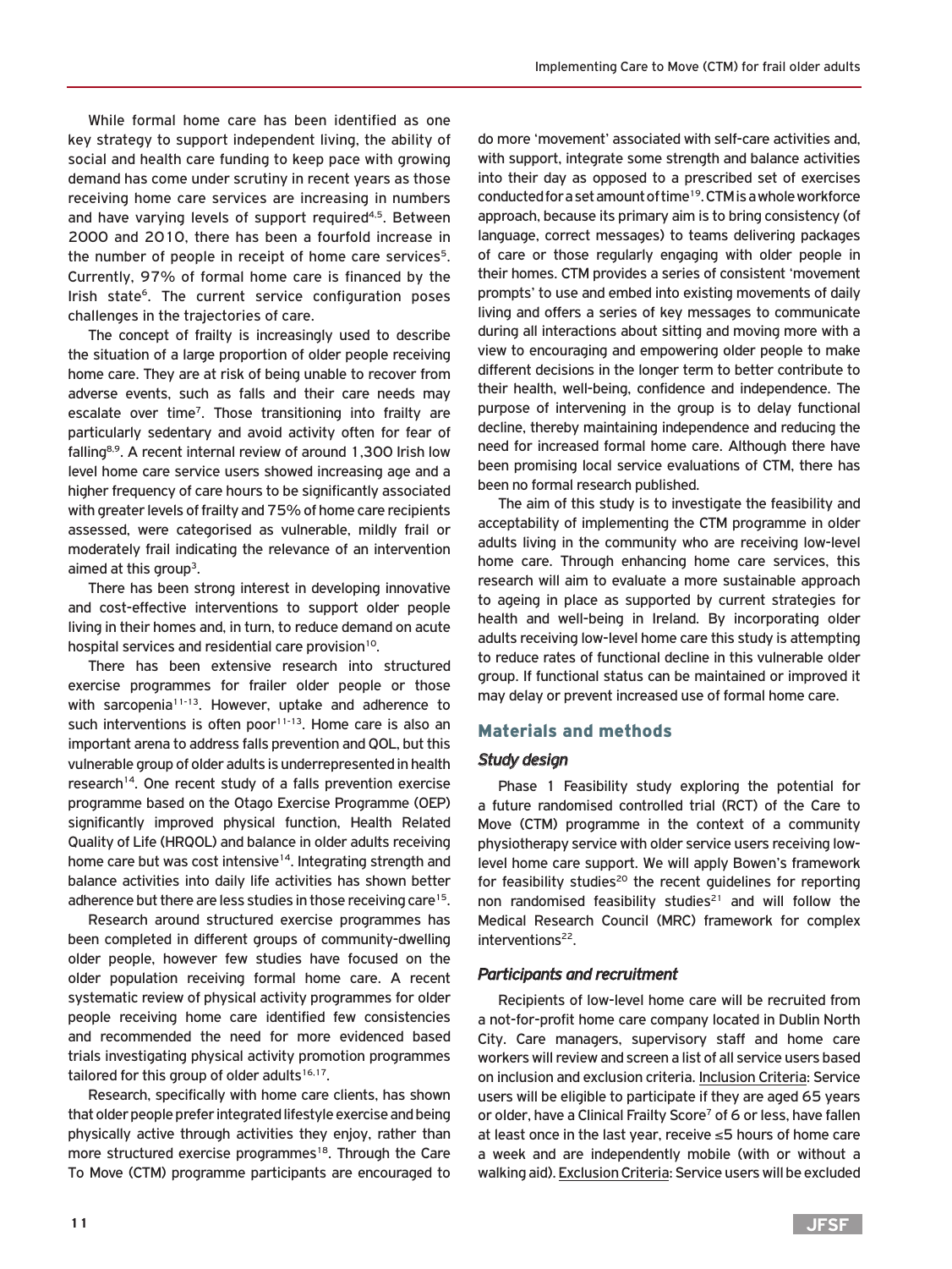While formal home care has been identified as one key strategy to support independent living, the ability of social and health care funding to keep pace with growing demand has come under scrutiny in recent years as those receiving home care services are increasing in numbers and have varying levels of support required[4,5]. Between 2000 and 2010, there has been a fourfold increase in the number of people in receipt of home care services[5]. Currently, 97% of formal home care is financed by the Irish state[6]. The current service configuration poses challenges in the trajectories of care.

The concept of frailty is increasingly used to describe the situation of a large proportion of older people receiving home care. They are at risk of being unable to recover from adverse events, such as falls and their care needs may escalate over time[7]. Those transitioning into frailty are particularly sedentary and avoid activity often for fear of falling[8,9]. A recent internal review of around 1,300 Irish low level home care service users showed increasing age and a higher frequency of care hours to be significantly associated with greater levels of frailty and 75% of home care recipients assessed, were categorised as vulnerable, mildly frail or moderately frail indicating the relevance of an intervention aimed at this group[3].

There has been strong interest in developing innovative and cost-effective interventions to support older people living in their homes and, in turn, to reduce demand on acute hospital services and residential care provision[10].

There has been extensive research into structured exercise programmes for frailer older people or those with sarcopenia[11-13]. However, uptake and adherence to such interventions is often poor[11-13]. Home care is also an important arena to address falls prevention and QOL, but this vulnerable group of older adults is underrepresented in health research[14]. One recent study of a falls prevention exercise programme based on the Otago Exercise Programme (OEP) significantly improved physical function, Health Related Quality of Life (HRQOL) and balance in older adults receiving home care but was cost intensive[14]. Integrating strength and balance activities into daily life activities has shown better adherence but there are less studies in those receiving care[15].

Research around structured exercise programmes has been completed in different groups of community-dwelling older people, however few studies have focused on the older population receiving formal home care. A recent systematic review of physical activity programmes for older people receiving home care identified few consistencies and recommended the need for more evidenced based trials investigating physical activity promotion programmes tailored for this group of older adults[16,17].

Research, specifically with home care clients, has shown that older people prefer integrated lifestyle exercise and being physically active through activities they enjoy, rather than more structured exercise programmes[18]. Through the Care To Move (CTM) programme participants are encouraged to do more 'movement' associated with self-care activities and, with support, integrate some strength and balance activities into their day as opposed to a prescribed set of exercises conducted for a set amount of time[19]. CTM is a whole workforce approach, because its primary aim is to bring consistency (of language, correct messages) to teams delivering packages of care or those regularly engaging with older people in their homes. CTM provides a series of consistent 'movement prompts' to use and embed into existing movements of daily living and offers a series of key messages to communicate during all interactions about sitting and moving more with a view to encouraging and empowering older people to make different decisions in the longer term to better contribute to their health, well-being, confidence and independence. The purpose of intervening in the group is to delay functional decline, thereby maintaining independence and reducing the need for increased formal home care. Although there have been promising local service evaluations of CTM, there has been no formal research published.

The aim of this study is to investigate the feasibility and acceptability of implementing the CTM programme in older adults living in the community who are receiving low-level home care. Through enhancing home care services, this research will aim to evaluate a more sustainable approach to ageing in place as supported by current strategies for health and well-being in Ireland. By incorporating older adults receiving low-level home care this study is attempting to reduce rates of functional decline in this vulnerable older group. If functional status can be maintained or improved it may delay or prevent increased use of formal home care.

## Materials and methods

### *Study design*

Phase 1 Feasibility study exploring the potential for a future randomised controlled trial (RCT) of the Care to Move (CTM) programme in the context of a community physiotherapy service with older service users receiving low-level home care support. We will apply Bowen's framework for feasibility studies[20] the recent guidelines for reporting non randomised feasibility studies[21] and will follow the Medical Research Council (MRC) framework for complex interventions[22].

### *Participants and recruitment*

Recipients of low-level home care will be recruited from a not-for-profit home care company located in Dublin North City. Care managers, supervisory staff and home care workers will review and screen a list of all service users based on inclusion and exclusion criteria. Inclusion Criteria: Service users will be eligible to participate if they are aged 65 years or older, have a Clinical Frailty Score[7] of 6 or less, have fallen at least once in the last year, receive ≤5 hours of home care a week and are independently mobile (with or without a walking aid). Exclusion Criteria: Service users will be excluded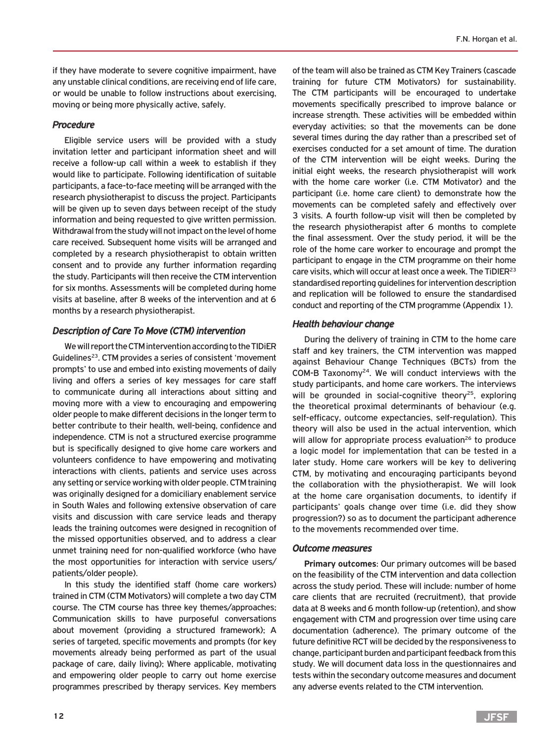if they have moderate to severe cognitive impairment, have any unstable clinical conditions, are receiving end of life care, or would be unable to follow instructions about exercising, moving or being more physically active, safely.

### *Procedure*

Eligible service users will be provided with a study invitation letter and participant information sheet and will receive a follow-up call within a week to establish if they would like to participate. Following identification of suitable participants, a face-to-face meeting will be arranged with the research physiotherapist to discuss the project. Participants will be given up to seven days between receipt of the study information and being requested to give written permission. Withdrawal from the study will not impact on the level of home care received. Subsequent home visits will be arranged and completed by a research physiotherapist to obtain written consent and to provide any further information regarding the study. Participants will then receive the CTM intervention for six months. Assessments will be completed during home visits at baseline, after 8 weeks of the intervention and at 6 months by a research physiotherapist.

### *Description of Care To Move (CTM) intervention*

We will report the CTM intervention according to the TIDiER Guidelines[23]. CTM provides a series of consistent 'movement prompts' to use and embed into existing movements of daily living and offers a series of key messages for care staff to communicate during all interactions about sitting and moving more with a view to encouraging and empowering older people to make different decisions in the longer term to better contribute to their health, well-being, confidence and independence. CTM is not a structured exercise programme but is specifically designed to give home care workers and volunteers confidence to have empowering and motivating interactions with clients, patients and service uses across any setting or service working with older people. CTM training was originally designed for a domiciliary enablement service in South Wales and following extensive observation of care visits and discussion with care service leads and therapy leads the training outcomes were designed in recognition of the missed opportunities observed, and to address a clear unmet training need for non-qualified workforce (who have the most opportunities for interaction with service users/ patients/older people).

In this study the identified staff (home care workers) trained in CTM (CTM Motivators) will complete a two day CTM course. The CTM course has three key themes/approaches; Communication skills to have purposeful conversations about movement (providing a structured framework); A series of targeted, specific movements and prompts (for key movements already being performed as part of the usual package of care, daily living); Where applicable, motivating and empowering older people to carry out home exercise programmes prescribed by therapy services. Key members of the team will also be trained as CTM Key Trainers (cascade training for future CTM Motivators) for sustainability. The CTM participants will be encouraged to undertake movements specifically prescribed to improve balance or increase strength. These activities will be embedded within everyday activities; so that the movements can be done several times during the day rather than a prescribed set of exercises conducted for a set amount of time. The duration of the CTM intervention will be eight weeks. During the initial eight weeks, the research physiotherapist will work with the home care worker (i.e. CTM Motivator) and the participant (i.e. home care client) to demonstrate how the movements can be completed safely and effectively over 3 visits. A fourth follow-up visit will then be completed by the research physiotherapist after 6 months to complete the final assessment. Over the study period, it will be the role of the home care worker to encourage and prompt the participant to engage in the CTM programme on their home care visits, which will occur at least once a week. The TiDIER[23] standardised reporting guidelines for intervention description and replication will be followed to ensure the standardised conduct and reporting of the CTM programme (Appendix 1).

### *Health behaviour change*

During the delivery of training in CTM to the home care staff and key trainers, the CTM intervention was mapped against Behaviour Change Techniques (BCTs) from the COM-B Taxonomy[24]. We will conduct interviews with the study participants, and home care workers. The interviews will be grounded in social-cognitive theory[25], exploring the theoretical proximal determinants of behaviour (e.g. self-efficacy, outcome expectancies, self-regulation). This theory will also be used in the actual intervention, which will allow for appropriate process evaluation[26] to produce a logic model for implementation that can be tested in a later study. Home care workers will be key to delivering CTM, by motivating and encouraging participants beyond the collaboration with the physiotherapist. We will look at the home care organisation documents, to identify if participants' goals change over time (i.e. did they show progression?) so as to document the participant adherence to the movements recommended over time.

### *Outcome measures*

**Primary outcomes**: Our primary outcomes will be based on the feasibility of the CTM intervention and data collection across the study period. These will include: number of home care clients that are recruited (recruitment), that provide data at 8 weeks and 6 month follow-up (retention), and show engagement with CTM and progression over time using care documentation (adherence). The primary outcome of the future definitive RCT will be decided by the responsiveness to change, participant burden and participant feedback from this study. We will document data loss in the questionnaires and tests within the secondary outcome measures and document any adverse events related to the CTM intervention.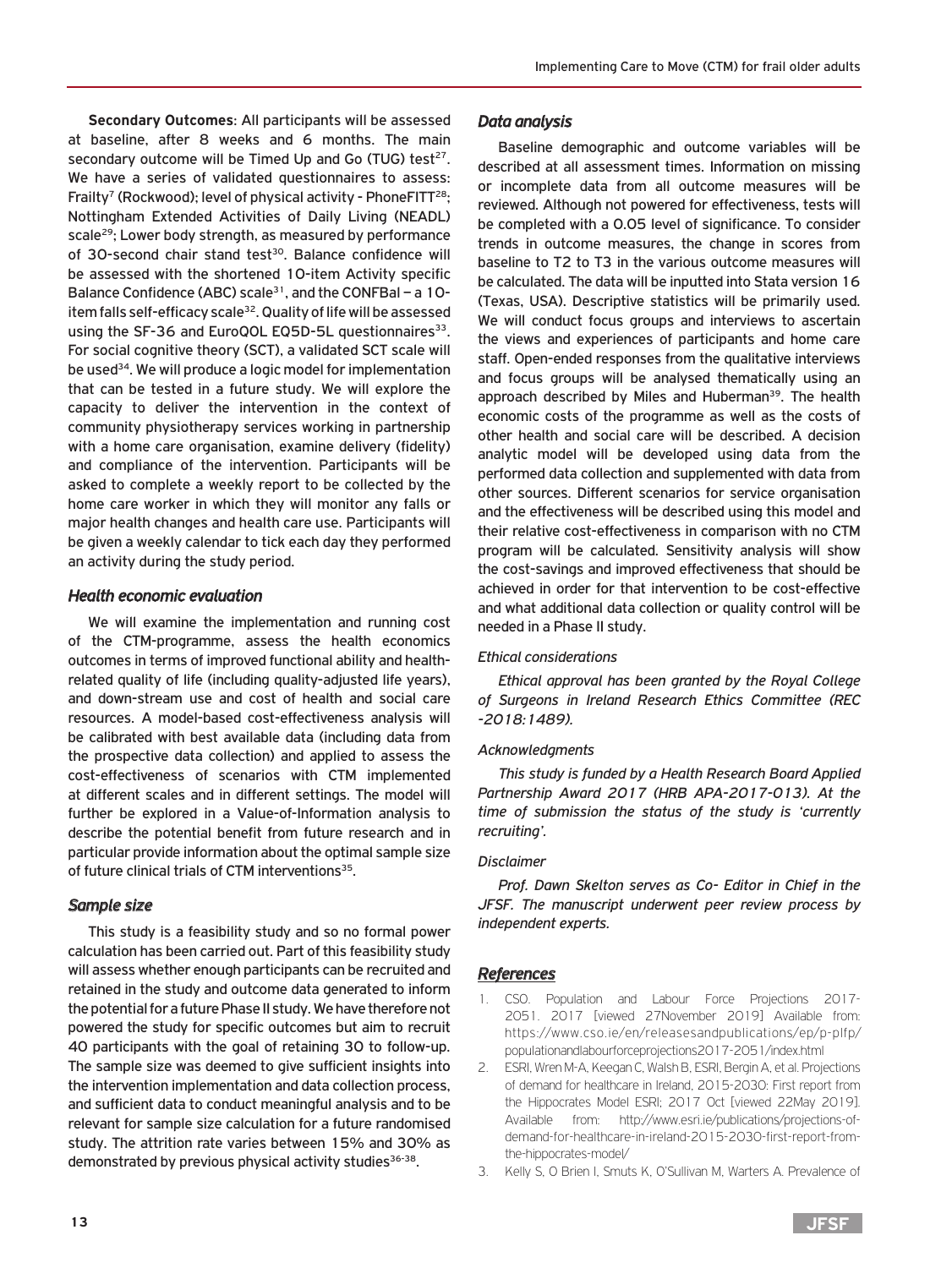**Secondary Outcomes**: All participants will be assessed at baseline, after 8 weeks and 6 months. The main secondary outcome will be Timed Up and Go (TUG) test[27]. We have a series of validated questionnaires to assess: Frailty[7] (Rockwood); level of physical activity - PhoneFITT[28]; Nottingham Extended Activities of Daily Living (NEADL) scale[29]; Lower body strength, as measured by performance of 30-second chair stand test[30]. Balance confidence will be assessed with the shortened 10-item Activity specific Balance Confidence (ABC) scale[31], and the CONFBal – a 10-item falls self-efficacy scale[32]. Quality of life will be assessed using the SF-36 and EuroQOL EQ5D-5L questionnaires[33]. For social cognitive theory (SCT), a validated SCT scale will be used[34]. We will produce a logic model for implementation that can be tested in a future study. We will explore the capacity to deliver the intervention in the context of community physiotherapy services working in partnership with a home care organisation, examine delivery (fidelity) and compliance of the intervention. Participants will be asked to complete a weekly report to be collected by the home care worker in which they will monitor any falls or major health changes and health care use. Participants will be given a weekly calendar to tick each day they performed an activity during the study period.

## *Health economic evaluation*

We will examine the implementation and running cost of the CTM-programme, assess the health economics outcomes in terms of improved functional ability and health-related quality of life (including quality-adjusted life years), and down-stream use and cost of health and social care resources. A model-based cost-effectiveness analysis will be calibrated with best available data (including data from the prospective data collection) and applied to assess the cost-effectiveness of scenarios with CTM implemented at different scales and in different settings. The model will further be explored in a Value-of-Information analysis to describe the potential benefit from future research and in particular provide information about the optimal sample size of future clinical trials of CTM interventions[35].

## *Sample size*

This study is a feasibility study and so no formal power calculation has been carried out. Part of this feasibility study will assess whether enough participants can be recruited and retained in the study and outcome data generated to inform the potential for a future Phase II study. We have therefore not powered the study for specific outcomes but aim to recruit 40 participants with the goal of retaining 30 to follow-up. The sample size was deemed to give sufficient insights into the intervention implementation and data collection process, and sufficient data to conduct meaningful analysis and to be relevant for sample size calculation for a future randomised study. The attrition rate varies between 15% and 30% as demonstrated by previous physical activity studies[36-38].

## *Data analysis*

Baseline demographic and outcome variables will be described at all assessment times. Information on missing or incomplete data from all outcome measures will be reviewed. Although not powered for effectiveness, tests will be completed with a 0.05 level of significance. To consider trends in outcome measures, the change in scores from baseline to T2 to T3 in the various outcome measures will be calculated. The data will be inputted into Stata version 16 (Texas, USA). Descriptive statistics will be primarily used. We will conduct focus groups and interviews to ascertain the views and experiences of participants and home care staff. Open-ended responses from the qualitative interviews and focus groups will be analysed thematically using an approach described by Miles and Huberman[39]. The health economic costs of the programme as well as the costs of other health and social care will be described. A decision analytic model will be developed using data from the performed data collection and supplemented with data from other sources. Different scenarios for service organisation and the effectiveness will be described using this model and their relative cost-effectiveness in comparison with no CTM program will be calculated. Sensitivity analysis will show the cost-savings and improved effectiveness that should be achieved in order for that intervention to be cost-effective and what additional data collection or quality control will be needed in a Phase II study.

### *Ethical considerations*

*Ethical approval has been granted by the Royal College of Surgeons in Ireland Research Ethics Committee (REC -2018:1489).*

### *Acknowledgments*

*This study is funded by a Health Research Board Applied Partnership Award 2017 (HRB APA-2017-013). At the time of submission the status of the study is 'currently recruiting'.*

### *Disclaimer*

*Prof. Dawn Skelton serves as Co- Editor in Chief in the JFSF. The manuscript underwent peer review process by independent experts.*

## *References*

1. CSO. Population and Labour Force Projections 2017-2051. 2017 [viewed 27November 2019] Available from: https://www.cso.ie/en/releasesandpublications/ep/p-plfp/populationandlabourforceprojections2017-2051/index.html
2. ESRI, Wren M-A, Keegan C, Walsh B, ESRI, Bergin A, et al. Projections of demand for healthcare in Ireland, 2015-2030: First report from the Hippocrates Model ESRI; 2017 Oct [viewed 22May 2019]. Available from: http://www.esri.ie/publications/projections-of-demand-for-healthcare-in-ireland-2015-2030-first-report-from-the-hippocrates-model/
3. Kelly S, O Brien I, Smuts K, O'Sullivan M, Warters A. Prevalence of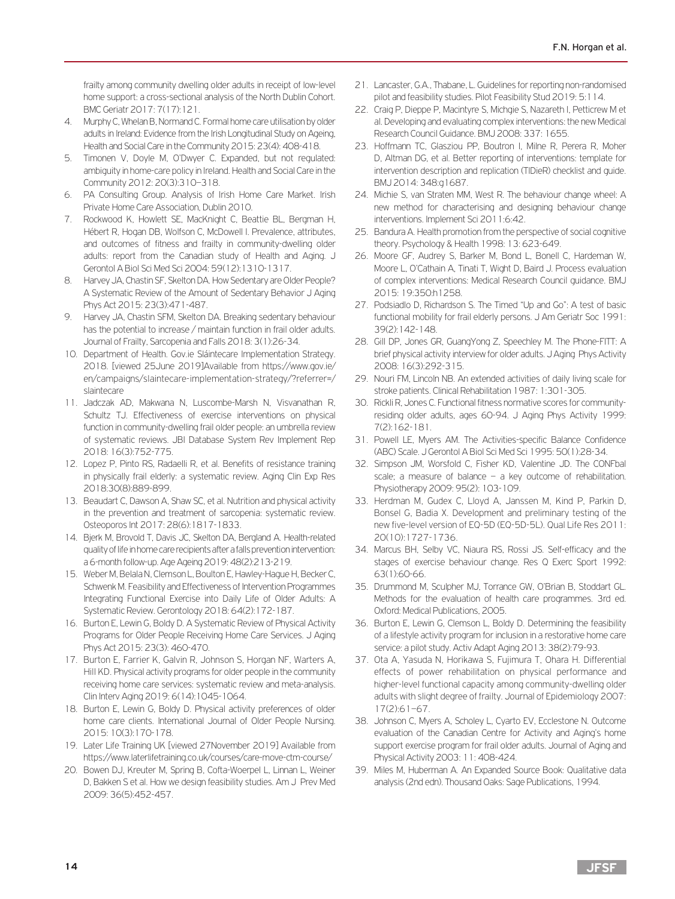frailty among community dwelling older adults in receipt of low-level home support: a cross-sectional analysis of the North Dublin Cohort. BMC Geriatr 2017: 7(17):121.

4. Murphy C, Whelan B, Normand C. Formal home care utilisation by older adults in Ireland: Evidence from the Irish Longitudinal Study on Ageing, Health and Social Care in the Community 2015: 23(4): 408-418.
5. Timonen V, Doyle M, O'Dwyer C. Expanded, but not regulated: ambiguity in home-care policy in Ireland. Health and Social Care in the Community 2012: 20(3):310–318.
6. PA Consulting Group. Analysis of Irish Home Care Market. Irish Private Home Care Association, Dublin 2010.
7. Rockwood K, Howlett SE, MacKnight C, Beattie BL, Bergman H, Hébert R, Hogan DB, Wolfson C, McDowell I. Prevalence, attributes, and outcomes of fitness and frailty in community-dwelling older adults: report from the Canadian study of Health and Aging. J Gerontol A Biol Sci Med Sci 2004: 59(12):1310-1317.
8. Harvey JA, Chastin SF, Skelton DA. How Sedentary are Older People? A Systematic Review of the Amount of Sedentary Behavior J Aging Phys Act 2015: 23(3):471-487.
9. Harvey JA, Chastin SFM, Skelton DA. Breaking sedentary behaviour has the potential to increase / maintain function in frail older adults. Journal of Frailty, Sarcopenia and Falls 2018: 3(1):26-34.
10. Department of Health. Gov.ie Sláintecare Implementation Strategy. 2018. [viewed 25June 2019]Available from https://www.gov.ie/en/campaigns/slaintecare-implementation-strategy/?referrer=/slaintecare
11. Jadczak AD, Makwana N, Luscombe-Marsh N, Visvanathan R, Schultz TJ. Effectiveness of exercise interventions on physical function in community-dwelling frail older people: an umbrella review of systematic reviews. JBI Database System Rev Implement Rep 2018: 16(3):752-775.
12. Lopez P, Pinto RS, Radaelli R, et al. Benefits of resistance training in physically frail elderly: a systematic review. Aging Clin Exp Res 2018:30(8):889-899.
13. Beaudart C, Dawson A, Shaw SC, et al. Nutrition and physical activity in the prevention and treatment of sarcopenia: systematic review. Osteoporos Int 2017: 28(6):1817-1833.
14. Bjerk M, Brovold T, Davis JC, Skelton DA, Bergland A. Health-related quality of life in home care recipients after a falls prevention intervention: a 6-month follow-up. Age Ageing 2019: 48(2):213-219.
15. Weber M, Belala N, Clemson L, Boulton E, Hawley-Hague H, Becker C, Schwenk M. Feasibility and Effectiveness of Intervention Programmes Integrating Functional Exercise into Daily Life of Older Adults: A Systematic Review. Gerontology 2018: 64(2):172-187.
16. Burton E, Lewin G, Boldy D. A Systematic Review of Physical Activity Programs for Older People Receiving Home Care Services. J Aging Phys Act 2015: 23(3): 460-470.
17. Burton E, Farrier K, Galvin R, Johnson S, Horgan NF, Warters A, Hill KD. Physical activity programs for older people in the community receiving home care services: systematic review and meta-analysis. Clin Interv Aging 2019: 6(14):1045-1064.
18. Burton E, Lewin G, Boldy D. Physical activity preferences of older home care clients. International Journal of Older People Nursing. 2015: 10(3):170-178.
19. Later Life Training UK [viewed 27November 2019] Available from https://www.laterlifetraining.co.uk/courses/care-move-ctm-course/
20. Bowen DJ, Kreuter M, Spring B, Cofta-Woerpel L, Linnan L, Weiner D, Bakken S et al. How we design feasibility studies. Am J Prev Med 2009: 36(5):452-457.
21. Lancaster, G.A., Thabane, L. Guidelines for reporting non-randomised pilot and feasibility studies. Pilot Feasibility Stud 2019: 5:114.
22. Craig P, Dieppe P, Macintyre S, Michgie S, Nazareth I, Petticrew M et al. Developing and evaluating complex interventions: the new Medical Research Council Guidance. BMJ 2008: 337: 1655.
23. Hoffmann TC, Glasziou PP, Boutron I, Milne R, Perera R, Moher D, Altman DG, et al. Better reporting of interventions: template for intervention description and replication (TIDieR) checklist and guide. BMJ 2014: 348:g1687.
24. Michie S, van Straten MM, West R. The behaviour change wheel: A new method for characterising and designing behaviour change interventions. Implement Sci 2011:6:42.
25. Bandura A. Health promotion from the perspective of social cognitive theory. Psychology & Health 1998: 13: 623-649.
26. Moore GF, Audrey S, Barker M, Bond L, Bonell C, Hardeman W, Moore L, O'Cathain A, Tinati T, Wight D, Baird J. Process evaluation of complex interventions: Medical Research Council guidance. BMJ 2015: 19:350:h1258.
27. Podsiadlo D, Richardson S. The Timed "Up and Go": A test of basic functional mobility for frail elderly persons. J Am Geriatr Soc 1991: 39(2):142-148.
28. Gill DP, Jones GR, GuangYong Z, Speechley M. The Phone-FITT: A brief physical activity interview for older adults. J Aging Phys Activity 2008: 16(3):292-315.
29. Nouri FM, Lincoln NB. An extended activities of daily living scale for stroke patients. Clinical Rehabilitation 1987: 1:301-305.
30. Rickli R, Jones C. Functional fitness normative scores for community-residing older adults, ages 60-94. J Aging Phys Activity 1999: 7(2):162-181.
31. Powell LE, Myers AM. The Activities-specific Balance Confidence (ABC) Scale. J Gerontol A Biol Sci Med Sci 1995: 50(1):28-34.
32. Simpson JM, Worsfold C, Fisher KD, Valentine JD. The CONFbal scale; a measure of balance – a key outcome of rehabilitation. Physiotherapy 2009: 95(2): 103-109.
33. Herdman M, Gudex C, Lloyd A, Janssen M, Kind P, Parkin D, Bonsel G, Badia X. Development and preliminary testing of the new five-level version of EQ-5D (EQ-5D-5L). Qual Life Res 2011: 20(10):1727-1736.
34. Marcus BH, Selby VC, Niaura RS, Rossi JS. Self-efficacy and the stages of exercise behaviour change. Res Q Exerc Sport 1992: 63(1):60-66.
35. Drummond M, Sculpher MJ, Torrance GW, O'Brian B, Stoddart GL. Methods for the evaluation of health care programmes. 3rd ed. Oxford: Medical Publications, 2005.
36. Burton E, Lewin G, Clemson L, Boldy D. Determining the feasibility of a lifestyle activity program for inclusion in a restorative home care service: a pilot study. Activ Adapt Aging 2013: 38(2):79-93.
37. Ota A, Yasuda N, Horikawa S, Fujimura T, Ohara H. Differential effects of power rehabilitation on physical performance and higher-level functional capacity among community-dwelling older adults with slight degree of frailty. Journal of Epidemiology 2007: 17(2):61–67.
38. Johnson C, Myers A, Scholey L, Cyarto EV, Ecclestone N. Outcome evaluation of the Canadian Centre for Activity and Aging's home support exercise program for frail older adults. Journal of Aging and Physical Activity 2003: 11: 408-424.
39. Miles M, Huberman A. An Expanded Source Book: Qualitative data analysis (2nd edn). Thousand Oaks: Sage Publications, 1994.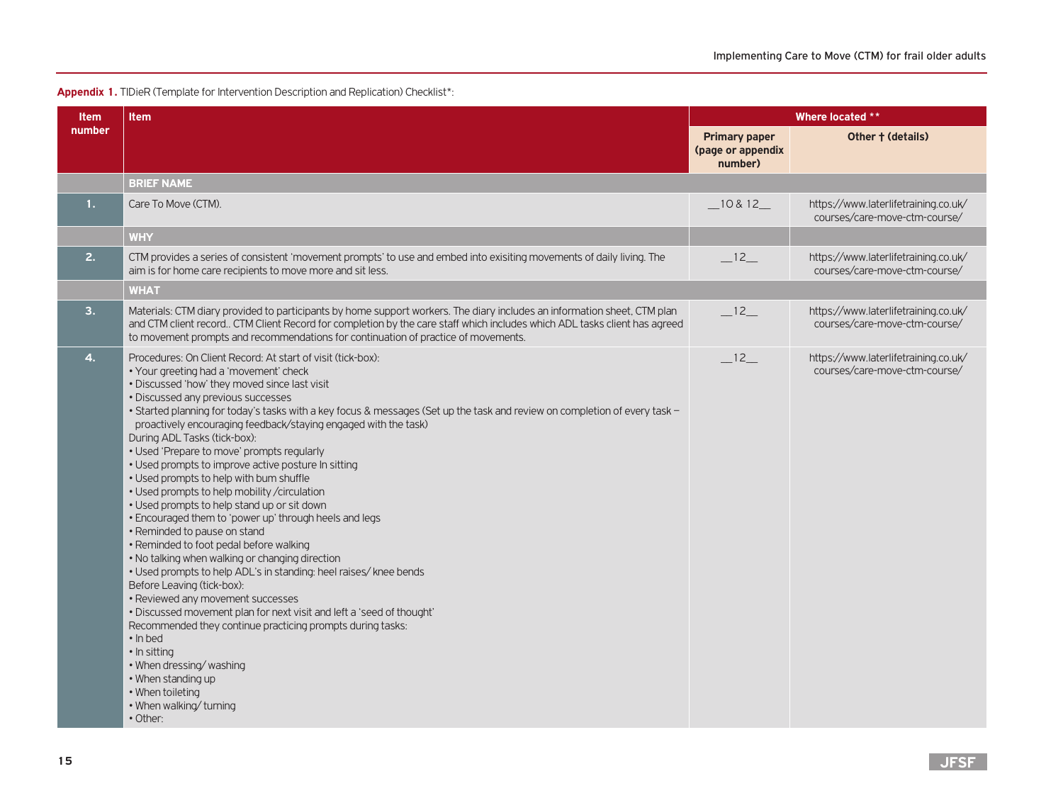**Appendix 1.** TIDieR (Template for Intervention Description and Replication) Checklist*:

| Item number | Item | Where located ** | |
|---|---|---|---|
| | | Primary paper (page or appendix number) | Other † (details) |
| | **BRIEF NAME** | | |
| 1. | Care To Move (CTM). | __10 & 12__ | https://www.laterlifetraining.co.uk/courses/care-move-ctm-course/ |
| | **WHY** | | |
| 2. | CTM provides a series of consistent 'movement prompts' to use and embed into exisiting movements of daily living. The aim is for home care recipients to move more and sit less. | __12__ | https://www.laterlifetraining.co.uk/courses/care-move-ctm-course/ |
| | **WHAT** | | |
| 3. | Materials: CTM diary provided to participants by home support workers. The diary includes an information sheet, CTM plan and CTM client record.. CTM Client Record for completion by the care staff which includes which ADL tasks client has agreed to movement prompts and recommendations for continuation of practice of movements. | __12__ | https://www.laterlifetraining.co.uk/courses/care-move-ctm-course/ |
| 4. | Procedures: On Client Record: At start of visit (tick-box):<br>• Your greeting had a 'movement' check<br>• Discussed 'how' they moved since last visit<br>• Discussed any previous successes<br>• Started planning for today's tasks with a key focus & messages (Set up the task and review on completion of every task – proactively encouraging feedback/staying engaged with the task)<br>During ADL Tasks (tick-box):<br>• Used 'Prepare to move' prompts regularly<br>• Used prompts to improve active posture In sitting<br>• Used prompts to help with bum shuffle<br>• Used prompts to help mobility /circulation<br>• Used prompts to help stand up or sit down<br>• Encouraged them to 'power up' through heels and legs<br>• Reminded to pause on stand<br>• Reminded to foot pedal before walking<br>• No talking when walking or changing direction<br>• Used prompts to help ADL's in standing: heel raises/ knee bends<br>Before Leaving (tick-box):<br>• Reviewed any movement successes<br>• Discussed movement plan for next visit and left a 'seed of thought'<br>Recommended they continue practicing prompts during tasks:<br>• In bed<br>• In sitting<br>• When dressing/ washing<br>• When standing up<br>• When toileting<br>• When walking/ turning<br>• Other: | __12__ | https://www.laterlifetraining.co.uk/courses/care-move-ctm-course/ |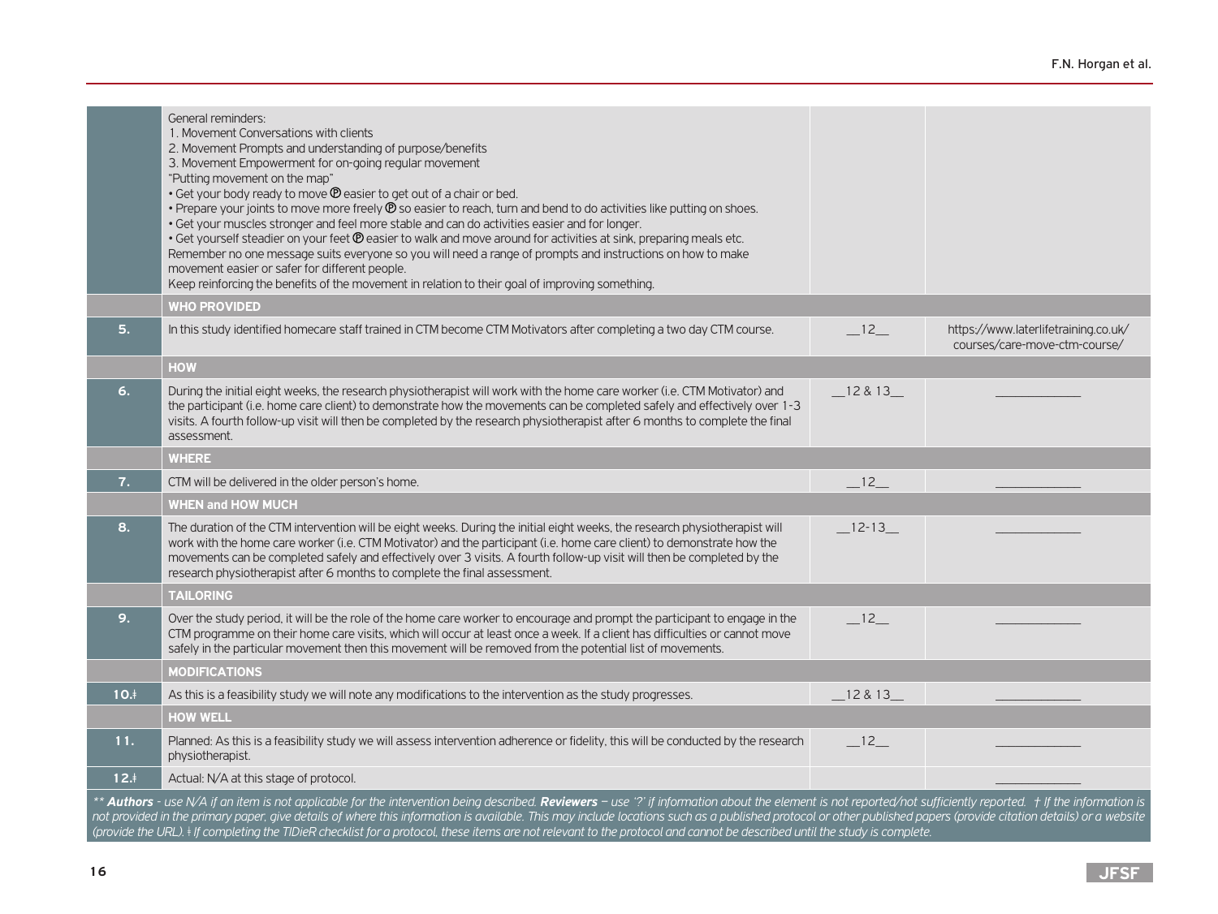| | | | |
|---|---|---|---|
| | General reminders:<br>1. Movement Conversations with clients<br>2. Movement Prompts and understanding of purpose/benefits<br>3. Movement Empowerment for on-going regular movement<br>"Putting movement on the map"<br>• Get your body ready to move ℗ easier to get out of a chair or bed.<br>• Prepare your joints to move more freely ℗ so easier to reach, turn and bend to do activities like putting on shoes.<br>• Get your muscles stronger and feel more stable and can do activities easier and for longer.<br>• Get yourself steadier on your feet ℗ easier to walk and move around for activities at sink, preparing meals etc.<br>Remember no one message suits everyone so you will need a range of prompts and instructions on how to make movement easier or safer for different people.<br>Keep reinforcing the benefits of the movement in relation to their goal of improving something. | | |
| | **WHO PROVIDED** | | |
| 5. | In this study identified homecare staff trained in CTM become CTM Motivators after completing a two day CTM course. | __12__ | https://www.laterlifetraining.co.uk/courses/care-move-ctm-course/ |
| | **HOW** | | |
| 6. | During the initial eight weeks, the research physiotherapist will work with the home care worker (i.e. CTM Motivator) and the participant (i.e. home care client) to demonstrate how the movements can be completed safely and effectively over 1-3 visits. A fourth follow-up visit will then be completed by the research physiotherapist after 6 months to complete the final assessment. | __12 & 13__ | ____________ |
| | **WHERE** | | |
| 7. | CTM will be delivered in the older person's home. | __12__ | ____________ |
| | **WHEN and HOW MUCH** | | |
| 8. | The duration of the CTM intervention will be eight weeks. During the initial eight weeks, the research physiotherapist will work with the home care worker (i.e. CTM Motivator) and the participant (i.e. home care client) to demonstrate how the movements can be completed safely and effectively over 3 visits. A fourth follow-up visit will then be completed by the research physiotherapist after 6 months to complete the final assessment. | __12-13__ | ____________ |
| | **TAILORING** | | |
| 9. | Over the study period, it will be the role of the home care worker to encourage and prompt the participant to engage in the CTM programme on their home care visits, which will occur at least once a week. If a client has difficulties or cannot move safely in the particular movement then this movement will be removed from the potential list of movements. | __12__ | ____________ |
| | **MODIFICATIONS** | | |
| 10.ǂ | As this is a feasibility study we will note any modifications to the intervention as the study progresses. | __12 & 13__ | ____________ |
| | **HOW WELL** | | |
| 11. | Planned: As this is a feasibility study we will assess intervention adherence or fidelity, this will be conducted by the research physiotherapist. | __12__ | ____________ |
| 12.ǂ | Actual: N/A at this stage of protocol. | | ____________ |

*\*\* **Authors** - use N/A if an item is not applicable for the intervention being described. **Reviewers** – use '?' if information about the element is not reported/not sufficiently reported. † If the information is not provided in the primary paper, give details of where this information is available. This may include locations such as a published protocol or other published papers (provide citation details) or a website (provide the URL). ǂ If completing the TIDieR checklist for a protocol, these items are not relevant to the protocol and cannot be described until the study is complete.*